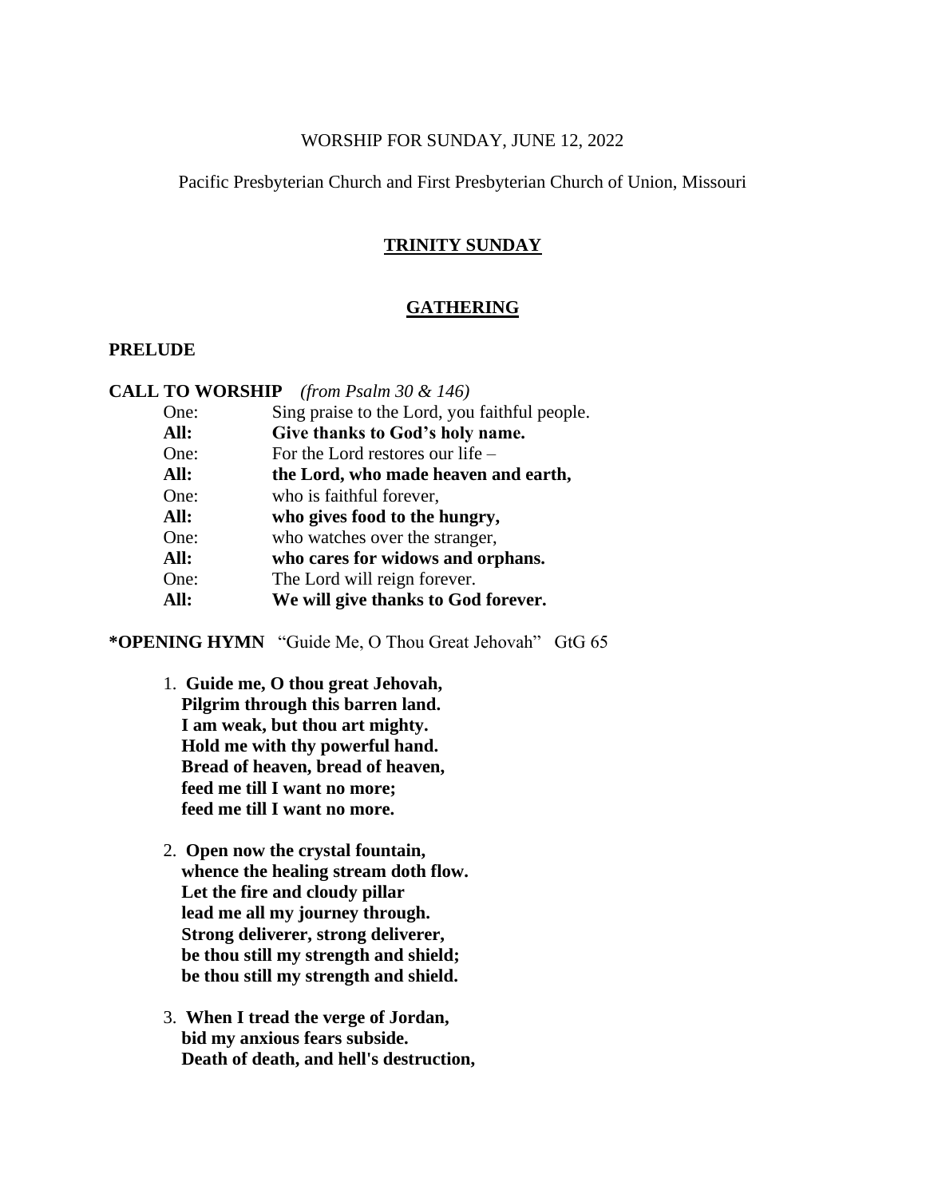WORSHIP FOR SUNDAY, JUNE 12, 2022

Pacific Presbyterian Church and First Presbyterian Church of Union, Missouri

## TRINITY SUNDAY

## GATHERING

**PRELUDE**

**CALL TO WORSHIP** *(from Psalm 30 & 146)*

One: Sing praise to the Lord, you faithful people.
**All: Give thanks to God's holy name.**
One: For the Lord restores our life –
**All: the Lord, who made heaven and earth,**
One: who is faithful forever,
**All: who gives food to the hungry,**
One: who watches over the stranger,
**All: who cares for widows and orphans.**
One: The Lord will reign forever.
**All: We will give thanks to God forever.**

**\*OPENING HYMN** "Guide Me, O Thou Great Jehovah" GtG 65

1. **Guide me, O thou great Jehovah,**
   **Pilgrim through this barren land.**
   **I am weak, but thou art mighty.**
   **Hold me with thy powerful hand.**
   **Bread of heaven, bread of heaven,**
   **feed me till I want no more;**
   **feed me till I want no more.**

2. **Open now the crystal fountain,**
   **whence the healing stream doth flow.**
   **Let the fire and cloudy pillar**
   **lead me all my journey through.**
   **Strong deliverer, strong deliverer,**
   **be thou still my strength and shield;**
   **be thou still my strength and shield.**

3. **When I tread the verge of Jordan,**
   **bid my anxious fears subside.**
   **Death of death, and hell's destruction,**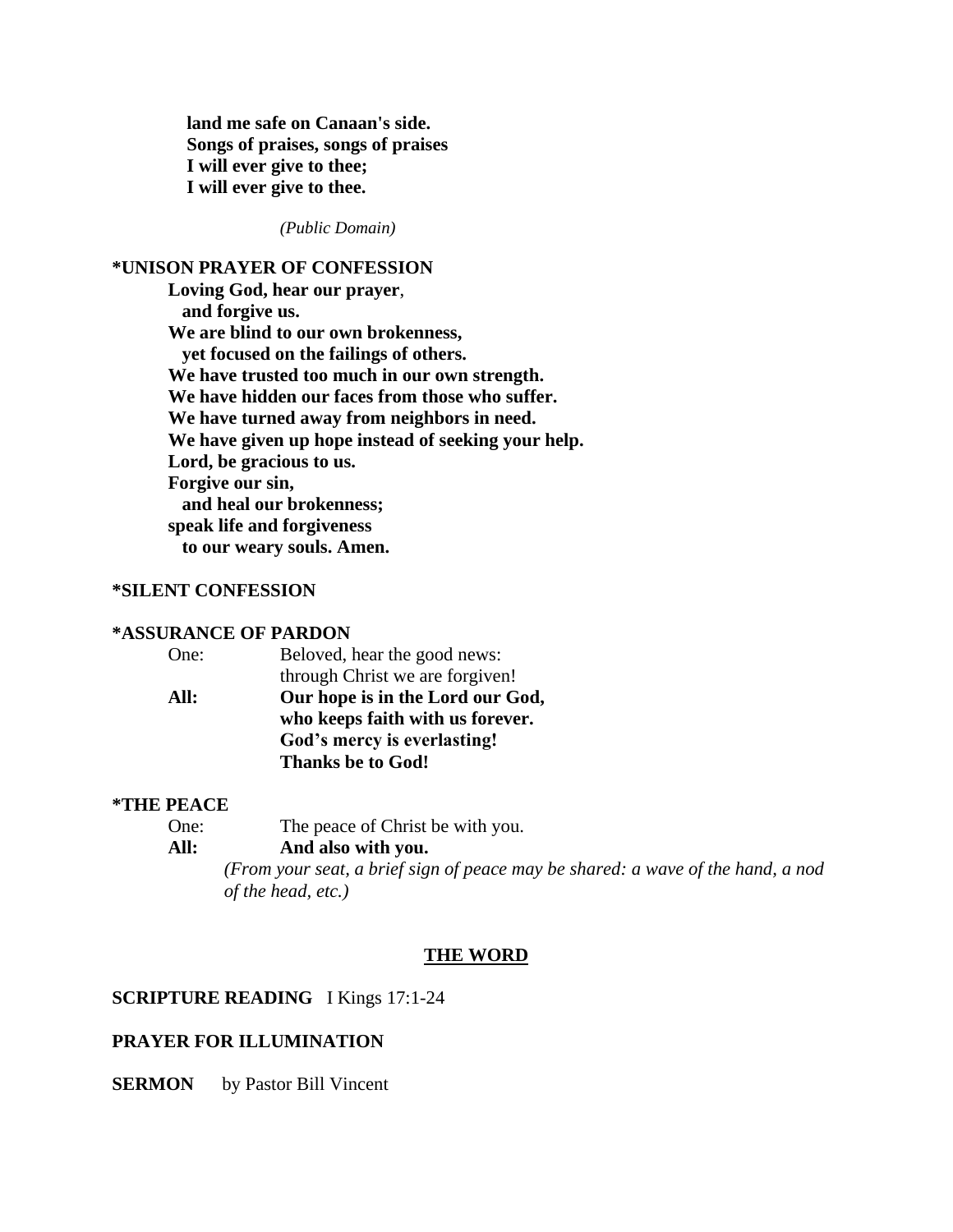**land me safe on Canaan's side.**
**Songs of praises, songs of praises**
**I will ever give to thee;**
**I will ever give to thee.**

*(Public Domain)*

**\*UNISON PRAYER OF CONFESSION**

**Loving God, hear our prayer,**
**and forgive us.**
**We are blind to our own brokenness,**
**yet focused on the failings of others.**
**We have trusted too much in our own strength.**
**We have hidden our faces from those who suffer.**
**We have turned away from neighbors in need.**
**We have given up hope instead of seeking your help.**
**Lord, be gracious to us.**
**Forgive our sin,**
**and heal our brokenness;**
**speak life and forgiveness**
**to our weary souls. Amen.**

**\*SILENT CONFESSION**

**\*ASSURANCE OF PARDON**

One: Beloved, hear the good news:
through Christ we are forgiven!

**All: Our hope is in the Lord our God,**
**who keeps faith with us forever.**
**God's mercy is everlasting!**
**Thanks be to God!**

**\*THE PEACE**

One: The peace of Christ be with you.

**All: And also with you.**

*(From your seat, a brief sign of peace may be shared: a wave of the hand, a nod of the head, etc.)*

## THE WORD

**SCRIPTURE READING** I Kings 17:1-24

**PRAYER FOR ILLUMINATION**

**SERMON** by Pastor Bill Vincent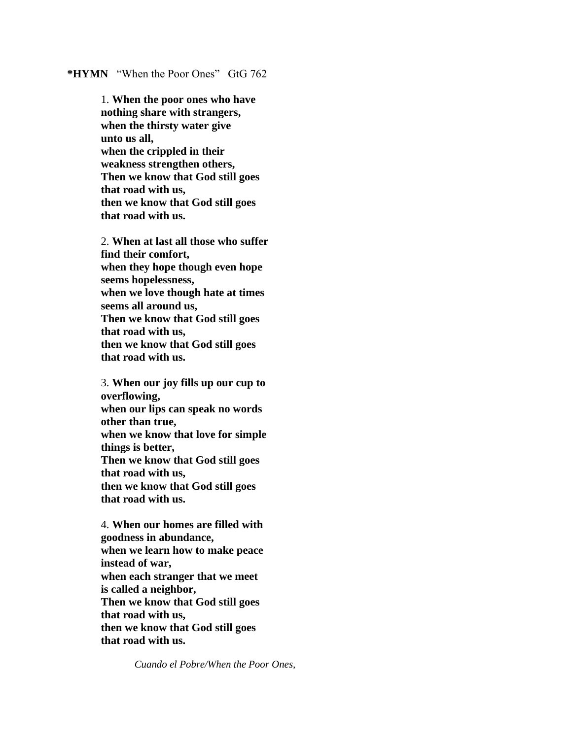**\*HYMN** "When the Poor Ones" GtG 762

1\. **When the poor ones who have nothing share with strangers,**
**when the thirsty water give unto us all,**
**when the crippled in their weakness strengthen others,**
**Then we know that God still goes that road with us,**
**then we know that God still goes that road with us.**

2\. **When at last all those who suffer find their comfort,**
**when they hope though even hope seems hopelessness,**
**when we love though hate at times seems all around us,**
**Then we know that God still goes that road with us,**
**then we know that God still goes that road with us.**

3\. **When our joy fills up our cup to overflowing,**
**when our lips can speak no words other than true,**
**when we know that love for simple things is better,**
**Then we know that God still goes that road with us,**
**then we know that God still goes that road with us.**

4\. **When our homes are filled with goodness in abundance,**
**when we learn how to make peace instead of war,**
**when each stranger that we meet is called a neighbor,**
**Then we know that God still goes that road with us,**
**then we know that God still goes that road with us.**

*Cuando el Pobre/When the Poor Ones,*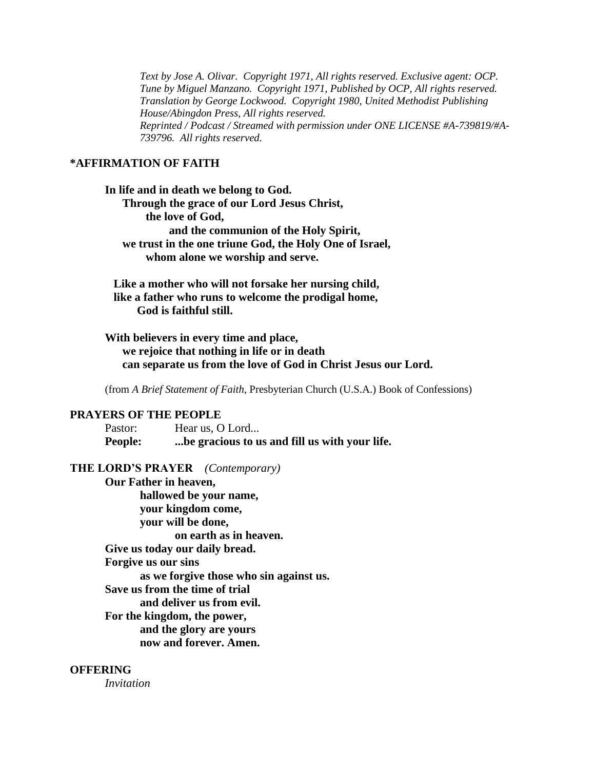*Text by Jose A. Olivar. Copyright 1971, All rights reserved. Exclusive agent: OCP.*
*Tune by Miguel Manzano. Copyright 1971, Published by OCP, All rights reserved.*
*Translation by George Lockwood. Copyright 1980, United Methodist Publishing House/Abingdon Press, All rights reserved.*
*Reprinted / Podcast / Streamed with permission under ONE LICENSE #A-739819/#A-739796. All rights reserved.*

## *AFFIRMATION OF FAITH

**In life and in death we belong to God.**
**Through the grace of our Lord Jesus Christ,**
**the love of God,**
**and the communion of the Holy Spirit,**
**we trust in the one triune God, the Holy One of Israel,**
**whom alone we worship and serve.**

**Like a mother who will not forsake her nursing child,**
**like a father who runs to welcome the prodigal home,**
**God is faithful still.**

**With believers in every time and place,**
**we rejoice that nothing in life or in death**
**can separate us from the love of God in Christ Jesus our Lord.**

(from *A Brief Statement of Faith*, Presbyterian Church (U.S.A.) Book of Confessions)

## PRAYERS OF THE PEOPLE

Pastor: Hear us, O Lord...
**People: ...be gracious to us and fill us with your life.**

## THE LORD'S PRAYER *(Contemporary)*

**Our Father in heaven,**
**hallowed be your name,**
**your kingdom come,**
**your will be done,**
**on earth as in heaven.**
**Give us today our daily bread.**
**Forgive us our sins**
**as we forgive those who sin against us.**
**Save us from the time of trial**
**and deliver us from evil.**
**For the kingdom, the power,**
**and the glory are yours**
**now and forever. Amen.**

## OFFERING

*Invitation*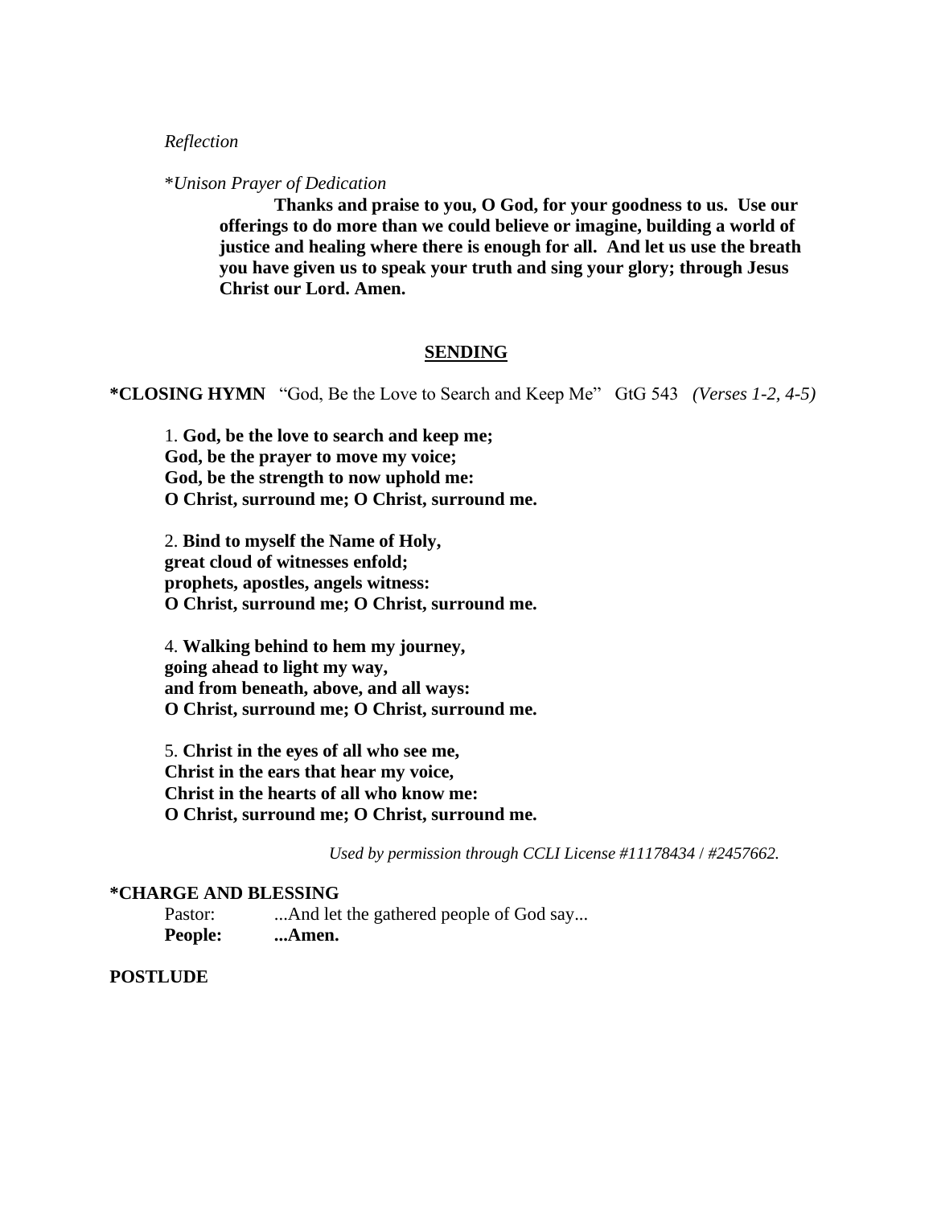*Reflection*

\**Unison Prayer of Dedication*

**Thanks and praise to you, O God, for your goodness to us. Use our offerings to do more than we could believe or imagine, building a world of justice and healing where there is enough for all. And let us use the breath you have given us to speak your truth and sing your glory; through Jesus Christ our Lord. Amen.**

## SENDING

**\*CLOSING HYMN** "God, Be the Love to Search and Keep Me" GtG 543 *(Verses 1-2, 4-5)*

1. **God, be the love to search and keep me;**
**God, be the prayer to move my voice;**
**God, be the strength to now uphold me:**
**O Christ, surround me; O Christ, surround me.**

2. **Bind to myself the Name of Holy,**
**great cloud of witnesses enfold;**
**prophets, apostles, angels witness:**
**O Christ, surround me; O Christ, surround me.**

4. **Walking behind to hem my journey,**
**going ahead to light my way,**
**and from beneath, above, and all ways:**
**O Christ, surround me; O Christ, surround me.**

5. **Christ in the eyes of all who see me,**
**Christ in the ears that hear my voice,**
**Christ in the hearts of all who know me:**
**O Christ, surround me; O Christ, surround me.**

*Used by permission through CCLI License #11178434 / #2457662.*

**\*CHARGE AND BLESSING**

Pastor: ...And let the gathered people of God say...
**People: ...Amen.**

**POSTLUDE**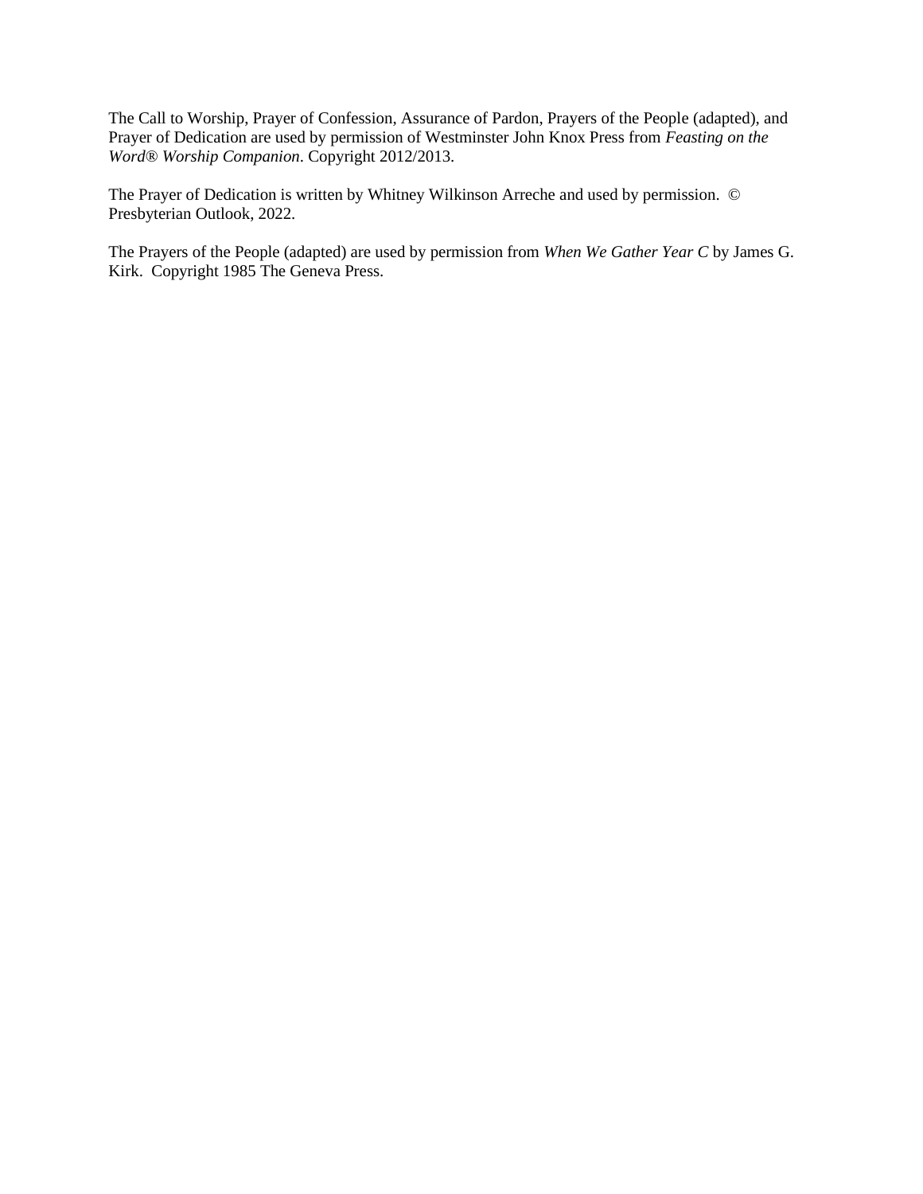The Call to Worship, Prayer of Confession, Assurance of Pardon, Prayers of the People (adapted), and Prayer of Dedication are used by permission of Westminster John Knox Press from *Feasting on the Word® Worship Companion*. Copyright 2012/2013.

The Prayer of Dedication is written by Whitney Wilkinson Arreche and used by permission. © Presbyterian Outlook, 2022.

The Prayers of the People (adapted) are used by permission from *When We Gather Year C* by James G. Kirk. Copyright 1985 The Geneva Press.